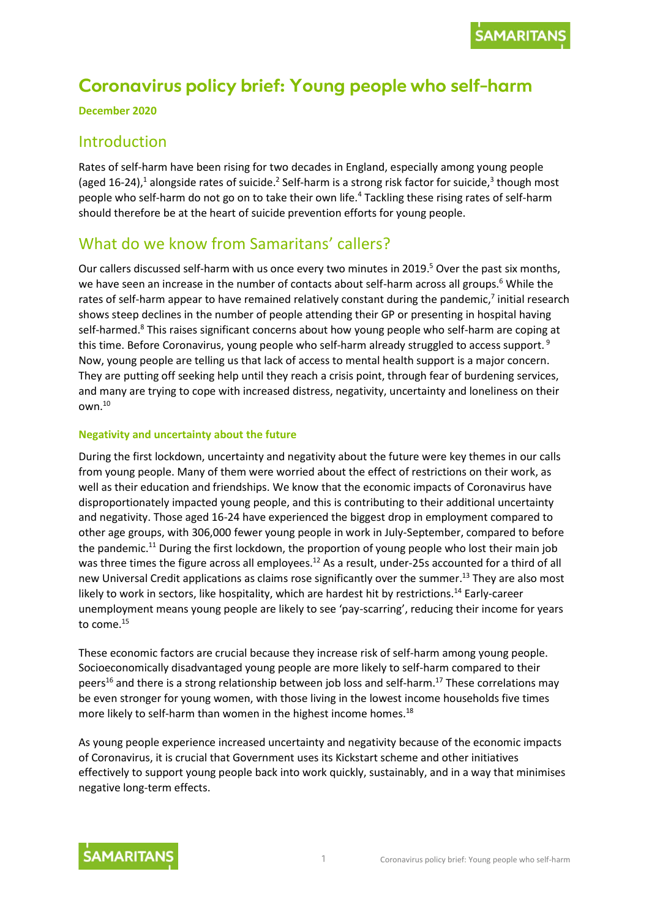# Coronavirus policy brief: Young people who self-harm

**December 2020**

## Introduction

Rates of self-harm have been rising for two decades in England, especially among young people (aged 16-24),[1] alongside rates of suicide.[2] Self-harm is a strong risk factor for suicide,[3] though most people who self-harm do not go on to take their own life.[4] Tackling these rising rates of self-harm should therefore be at the heart of suicide prevention efforts for young people.

## What do we know from Samaritans' callers?

Our callers discussed self-harm with us once every two minutes in 2019.[5] Over the past six months, we have seen an increase in the number of contacts about self-harm across all groups.[6] While the rates of self-harm appear to have remained relatively constant during the pandemic,[7] initial research shows steep declines in the number of people attending their GP or presenting in hospital having self-harmed.[8] This raises significant concerns about how young people who self-harm are coping at this time. Before Coronavirus, young people who self-harm already struggled to access support.[9] Now, young people are telling us that lack of access to mental health support is a major concern. They are putting off seeking help until they reach a crisis point, through fear of burdening services, and many are trying to cope with increased distress, negativity, uncertainty and loneliness on their own.[10]

### Negativity and uncertainty about the future

During the first lockdown, uncertainty and negativity about the future were key themes in our calls from young people. Many of them were worried about the effect of restrictions on their work, as well as their education and friendships. We know that the economic impacts of Coronavirus have disproportionately impacted young people, and this is contributing to their additional uncertainty and negativity. Those aged 16-24 have experienced the biggest drop in employment compared to other age groups, with 306,000 fewer young people in work in July-September, compared to before the pandemic.[11] During the first lockdown, the proportion of young people who lost their main job was three times the figure across all employees.[12] As a result, under-25s accounted for a third of all new Universal Credit applications as claims rose significantly over the summer.[13] They are also most likely to work in sectors, like hospitality, which are hardest hit by restrictions.[14] Early-career unemployment means young people are likely to see 'pay-scarring', reducing their income for years to come.[15]

These economic factors are crucial because they increase risk of self-harm among young people. Socioeconomically disadvantaged young people are more likely to self-harm compared to their peers[16] and there is a strong relationship between job loss and self-harm.[17] These correlations may be even stronger for young women, with those living in the lowest income households five times more likely to self-harm than women in the highest income homes.[18]

As young people experience increased uncertainty and negativity because of the economic impacts of Coronavirus, it is crucial that Government uses its Kickstart scheme and other initiatives effectively to support young people back into work quickly, sustainably, and in a way that minimises negative long-term effects.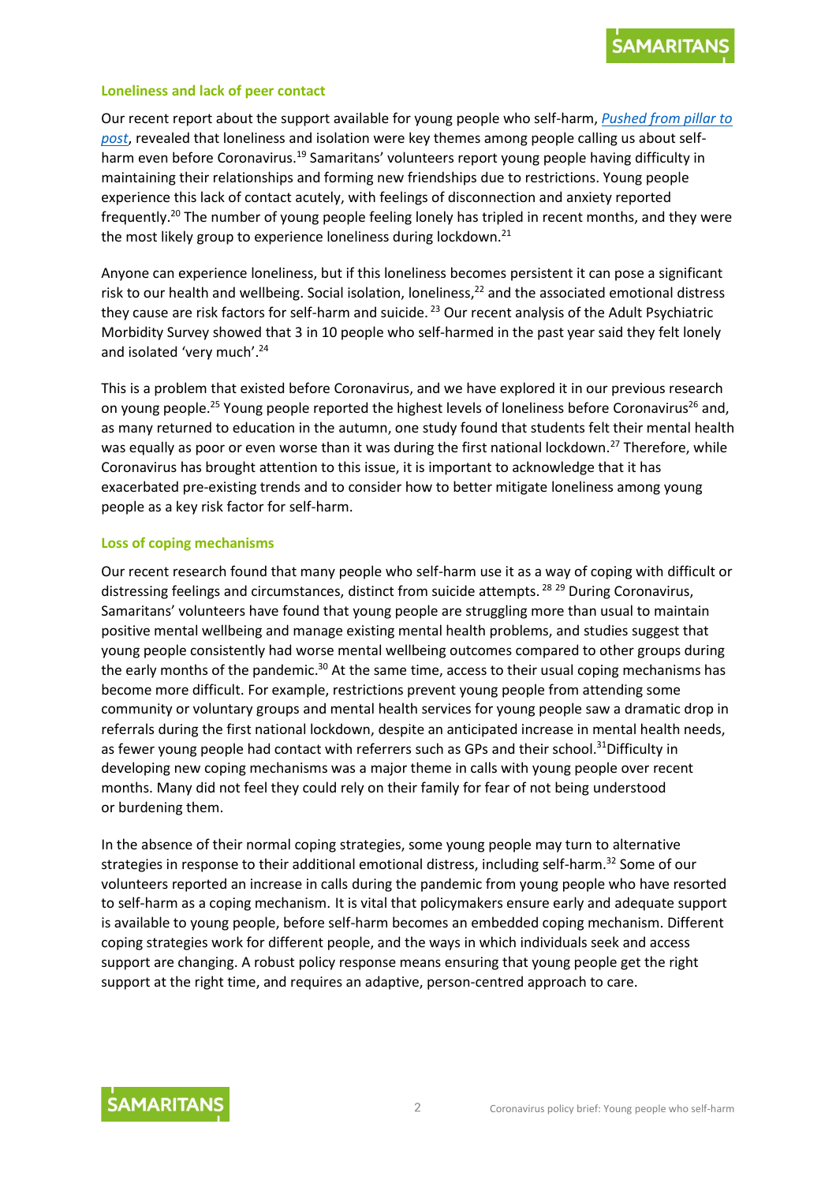### Loneliness and lack of peer contact

Our recent report about the support available for young people who self-harm, *Pushed from pillar to post*, revealed that loneliness and isolation were key themes among people calling us about self-harm even before Coronavirus.[19] Samaritans' volunteers report young people having difficulty in maintaining their relationships and forming new friendships due to restrictions. Young people experience this lack of contact acutely, with feelings of disconnection and anxiety reported frequently.[20] The number of young people feeling lonely has tripled in recent months, and they were the most likely group to experience loneliness during lockdown.[21]

Anyone can experience loneliness, but if this loneliness becomes persistent it can pose a significant risk to our health and wellbeing. Social isolation, loneliness,[22] and the associated emotional distress they cause are risk factors for self-harm and suicide. [23] Our recent analysis of the Adult Psychiatric Morbidity Survey showed that 3 in 10 people who self-harmed in the past year said they felt lonely and isolated 'very much'.[24]

This is a problem that existed before Coronavirus, and we have explored it in our previous research on young people.[25] Young people reported the highest levels of loneliness before Coronavirus[26] and, as many returned to education in the autumn, one study found that students felt their mental health was equally as poor or even worse than it was during the first national lockdown.[27] Therefore, while Coronavirus has brought attention to this issue, it is important to acknowledge that it has exacerbated pre-existing trends and to consider how to better mitigate loneliness among young people as a key risk factor for self-harm.

### Loss of coping mechanisms

Our recent research found that many people who self-harm use it as a way of coping with difficult or distressing feelings and circumstances, distinct from suicide attempts. [28] [29] During Coronavirus, Samaritans' volunteers have found that young people are struggling more than usual to maintain positive mental wellbeing and manage existing mental health problems, and studies suggest that young people consistently had worse mental wellbeing outcomes compared to other groups during the early months of the pandemic.[30] At the same time, access to their usual coping mechanisms has become more difficult. For example, restrictions prevent young people from attending some community or voluntary groups and mental health services for young people saw a dramatic drop in referrals during the first national lockdown, despite an anticipated increase in mental health needs, as fewer young people had contact with referrers such as GPs and their school.[31]Difficulty in developing new coping mechanisms was a major theme in calls with young people over recent months. Many did not feel they could rely on their family for fear of not being understood or burdening them.

In the absence of their normal coping strategies, some young people may turn to alternative strategies in response to their additional emotional distress, including self-harm.[32] Some of our volunteers reported an increase in calls during the pandemic from young people who have resorted to self-harm as a coping mechanism. It is vital that policymakers ensure early and adequate support is available to young people, before self-harm becomes an embedded coping mechanism. Different coping strategies work for different people, and the ways in which individuals seek and access support are changing. A robust policy response means ensuring that young people get the right support at the right time, and requires an adaptive, person-centred approach to care.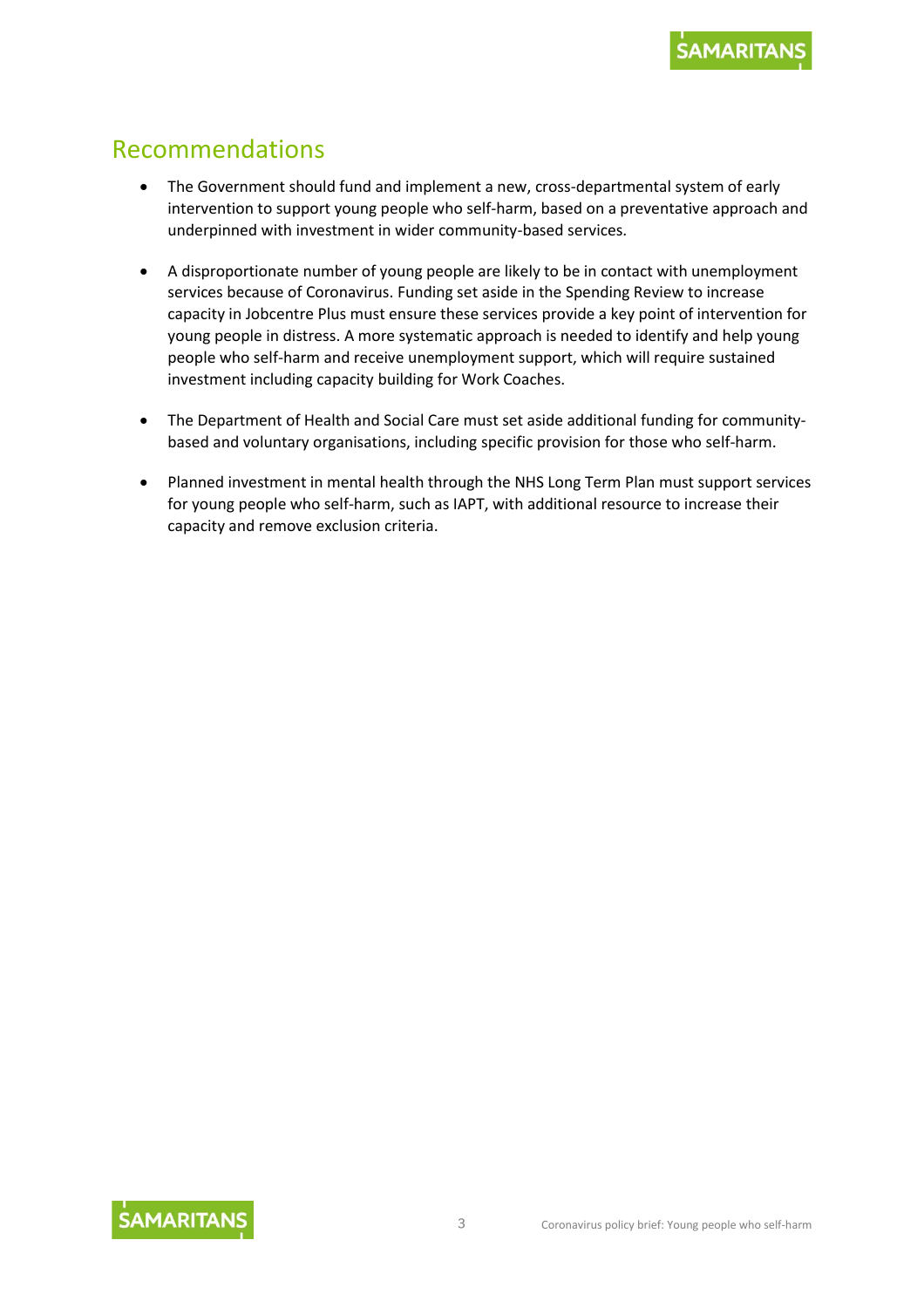## Recommendations

- The Government should fund and implement a new, cross-departmental system of early intervention to support young people who self-harm, based on a preventative approach and underpinned with investment in wider community-based services.
- A disproportionate number of young people are likely to be in contact with unemployment services because of Coronavirus. Funding set aside in the Spending Review to increase capacity in Jobcentre Plus must ensure these services provide a key point of intervention for young people in distress. A more systematic approach is needed to identify and help young people who self-harm and receive unemployment support, which will require sustained investment including capacity building for Work Coaches.
- The Department of Health and Social Care must set aside additional funding for community-based and voluntary organisations, including specific provision for those who self-harm.
- Planned investment in mental health through the NHS Long Term Plan must support services for young people who self-harm, such as IAPT, with additional resource to increase their capacity and remove exclusion criteria.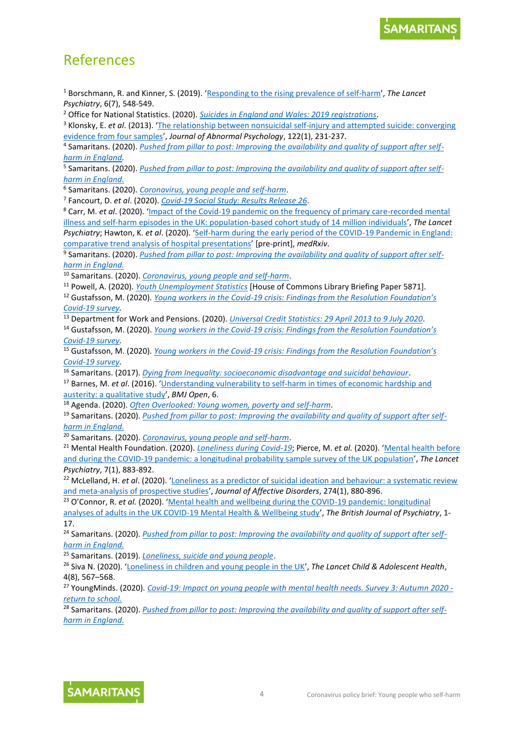# References

[1] Borschmann, R. and Kinner, S. (2019). '[Responding to the rising prevalence of self-harm]', *The Lancet Psychiatry*, 6(7), 548-549.
[2] Office for National Statistics. (2020). *Suicides in England and Wales: 2019 registrations*.
[3] Klonsky, E. *et al*. (2013). 'The relationship between nonsuicidal self-injury and attempted suicide: converging evidence from four samples', *Journal of Abnormal Psychology*, 122(1), 231-237.
[4] Samaritans. (2020). *Pushed from pillar to post: Improving the availability and quality of support after self-harm in England.*
[5] Samaritans. (2020). *Pushed from pillar to post: Improving the availability and quality of support after self-harm in England.*
[6] Samaritans. (2020). *Coronavirus, young people and self-harm*.
[7] Fancourt, D. *et al*. (2020). *Covid-19 Social Study: Results Release 26*.
[8] Carr, M. *et al*. (2020). 'Impact of the Covid-19 pandemic on the frequency of primary care-recorded mental illness and self-harm episodes in the UK: population-based cohort study of 14 million individuals', *The Lancet Psychiatry*; Hawton, K. *et al*. (2020). 'Self-harm during the early period of the COVID-19 Pandemic in England: comparative trend analysis of hospital presentations' [pre-print], *medRxiv*.
[9] Samaritans. (2020). *Pushed from pillar to post: Improving the availability and quality of support after self-harm in England.*
[10] Samaritans. (2020). *Coronavirus, young people and self-harm*.
[11] Powell, A. (2020). *Youth Unemployment Statistics* [House of Commons Library Briefing Paper 5871].
[12] Gustafsson, M. (2020). *Young workers in the Covid-19 crisis: Findings from the Resolution Foundation's Covid-19 survey*.
[13] Department for Work and Pensions. (2020). *Universal Credit Statistics: 29 April 2013 to 9 July 2020*.
[14] Gustafsson, M. (2020). *Young workers in the Covid-19 crisis: Findings from the Resolution Foundation's Covid-19 survey*.
[15] Gustafsson, M. (2020). *Young workers in the Covid-19 crisis: Findings from the Resolution Foundation's Covid-19 survey*.
[16] Samaritans. (2017). *Dying from Inequality: socioeconomic disadvantage and suicidal behaviour*.
[17] Barnes, M. *et al*. (2016). 'Understanding vulnerability to self-harm in times of economic hardship and austerity: a qualitative study', *BMJ Open*, 6.
[18] Agenda. (2020). *Often Overlooked: Young women, poverty and self-harm*.
[19] Samaritans. (2020). *Pushed from pillar to post: Improving the availability and quality of support after self-harm in England.*
[20] Samaritans. (2020). *Coronavirus, young people and self-harm*.
[21] Mental Health Foundation. (2020). *Loneliness during Covid-19*; Pierce, M. *et al.* (2020). 'Mental health before and during the COVID-19 pandemic: a longitudinal probability sample survey of the UK population', *The Lancet Psychiatry*, 7(1), 883-892.
[22] McLelland, H. *et al*. (2020). 'Loneliness as a predictor of suicidal ideation and behaviour: a systematic review and meta-analysis of prospective studies', *Journal of Affective Disorders*, 274(1), 880-896.
[23] O'Connor, R. *et al.* (2020). 'Mental health and wellbeing during the COVID-19 pandemic: longitudinal analyses of adults in the UK COVID-19 Mental Health & Wellbeing study', *The British Journal of Psychiatry*, 1-17.
[24] Samaritans. (2020). *Pushed from pillar to post: Improving the availability and quality of support after self-harm in England.*
[25] Samaritans. (2019). *Loneliness, suicide and young people*.
[26] Siva N. (2020). 'Loneliness in children and young people in the UK', *The Lancet Child & Adolescent Health*, 4(8), 567–568.
[27] YoungMinds. (2020). *Covid-19: Impact on young people with mental health needs. Survey 3: Autumn 2020 - return to school.*
[28] Samaritans. (2020). *Pushed from pillar to post: Improving the availability and quality of support after self-harm in England.*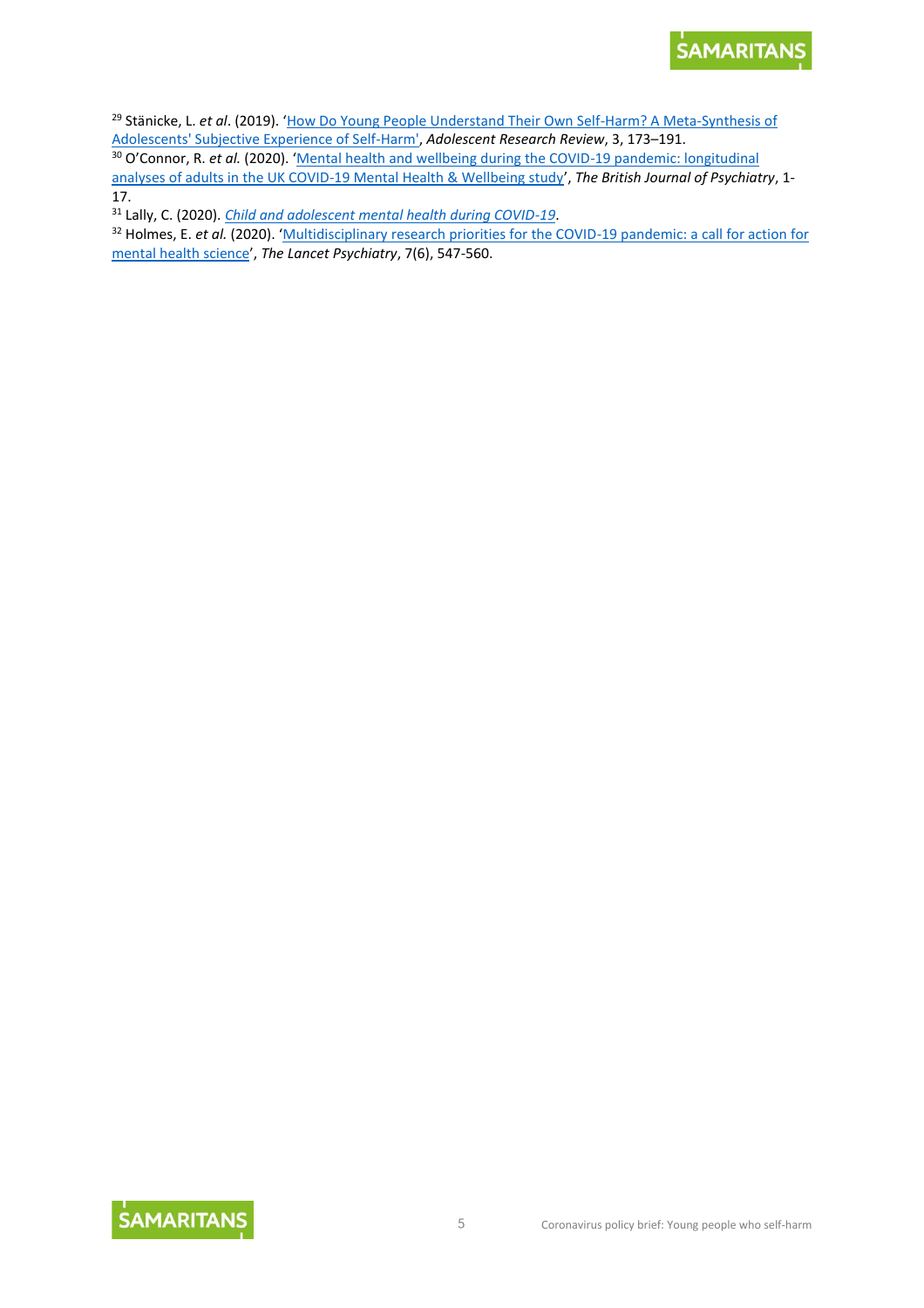[29] Stänicke, L. *et al*. (2019). '[How Do Young People Understand Their Own Self-Harm? A Meta-Synthesis of Adolescents' Subjective Experience of Self-Harm](#)', *Adolescent Research Review*, 3, 173–191.

[30] O'Connor, R. *et al.* (2020). '[Mental health and wellbeing during the COVID-19 pandemic: longitudinal analyses of adults in the UK COVID-19 Mental Health & Wellbeing study](#)', *The British Journal of Psychiatry*, 1-17.

[31] Lally, C. (2020). *[Child and adolescent mental health during COVID-19](#)*.

[32] Holmes, E. *et al.* (2020). '[Multidisciplinary research priorities for the COVID-19 pandemic: a call for action for mental health science](#)', *The Lancet Psychiatry*, 7(6), 547-560.